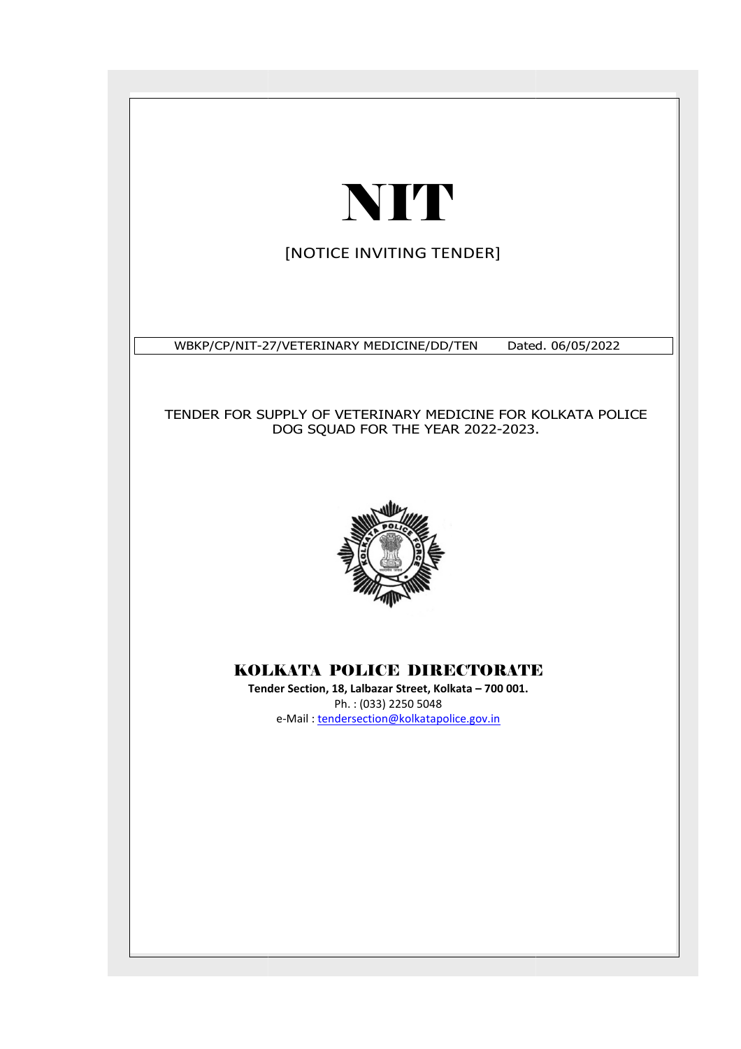# NIT

[NOTICE INVITING TENDER]

| WBKP/CP/NIT-27/VETERINARY MEDICINE/DD/TEN | Dated. 06/05/2022 |
|---|---|

TENDER FOR SUPPLY OF VETERINARY MEDICINE FOR KOLKATA POLICE DOG SQUAD FOR THE YEAR 2022-2023.

## KOLKATA POLICE DIRECTORATE

**Tender Section, 18, Lalbazar Street, Kolkata – 700 001.**

Ph. : (033) 2250 5048

e-Mail : tendersection@kolkatapolice.gov.in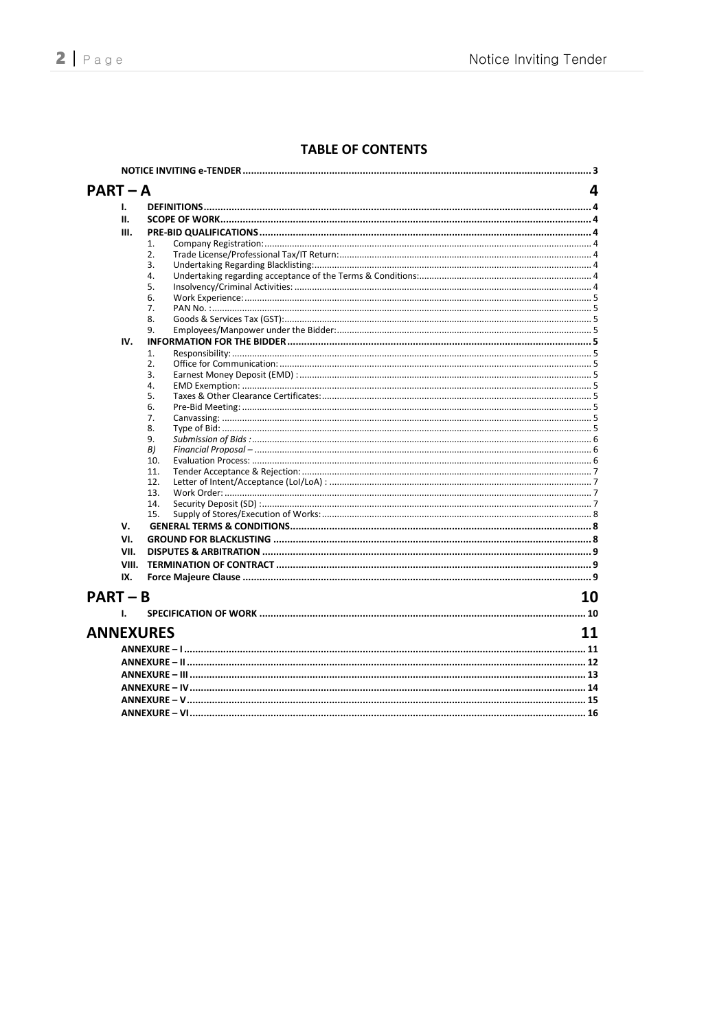## TABLE OF CONTENTS

NOTICE INVITING e-TENDER ..... 3

**PART – A** ..... 4

- I. DEFINITIONS ..... 4
- II. SCOPE OF WORK ..... 4
- III. PRE-BID QUALIFICATIONS ..... 4
  1. Company Registration: ..... 4
  2. Trade License/Professional Tax/IT Return: ..... 4
  3. Undertaking Regarding Blacklisting: ..... 4
  4. Undertaking regarding acceptance of the Terms & Conditions: ..... 4
  5. Insolvency/Criminal Activities: ..... 4
  6. Work Experience: ..... 5
  7. PAN No. : ..... 5
  8. Goods & Services Tax (GST): ..... 5
  9. Employees/Manpower under the Bidder: ..... 5
- IV. INFORMATION FOR THE BIDDER ..... 5
  1. Responsibility: ..... 5
  2. Office for Communication: ..... 5
  3. Earnest Money Deposit (EMD) : ..... 5
  4. EMD Exemption: ..... 5
  5. Taxes & Other Clearance Certificates: ..... 5
  6. Pre-Bid Meeting: ..... 5
  7. Canvassing: ..... 5
  8. Type of Bid: ..... 5
  9. *Submission of Bids :* ..... 6
  - *B) Financial Proposal –* ..... 6
  10. Evaluation Process: ..... 6
  11. Tender Acceptance & Rejection: ..... 7
  12. Letter of Intent/Acceptance (LoI/LoA) : ..... 7
  13. Work Order: ..... 7
  14. Security Deposit (SD) : ..... 7
  15. Supply of Stores/Execution of Works: ..... 8
- V. GENERAL TERMS & CONDITIONS ..... 8
- VI. GROUND FOR BLACKLISTING ..... 8
- VII. DISPUTES & ARBITRATION ..... 9
- VIII. TERMINATION OF CONTRACT ..... 9
- IX. Force Majeure Clause ..... 9

**PART – B** ..... 10

- I. SPECIFICATION OF WORK ..... 10

**ANNEXURES** ..... 11

- ANNEXURE – I ..... 11
- ANNEXURE – II ..... 12
- ANNEXURE – III ..... 13
- ANNEXURE – IV ..... 14
- ANNEXURE – V ..... 15
- ANNEXURE – VI ..... 16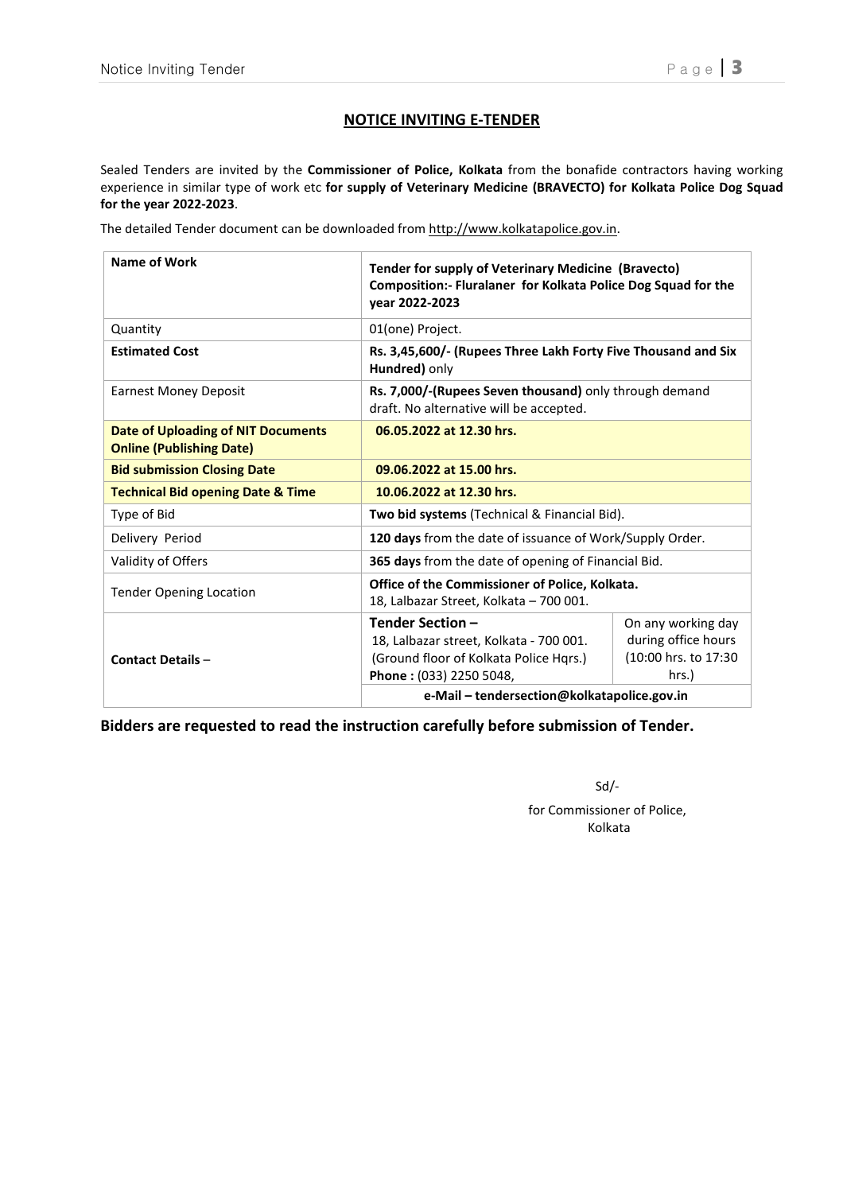## NOTICE INVITING E-TENDER

Sealed Tenders are invited by the **Commissioner of Police, Kolkata** from the bonafide contractors having working experience in similar type of work etc **for supply of Veterinary Medicine (BRAVECTO) for Kolkata Police Dog Squad for the year 2022-2023**.

The detailed Tender document can be downloaded from http://www.kolkatapolice.gov.in.

| **Name of Work** | **Tender for supply of Veterinary Medicine (Bravecto) Composition:- Fluralaner for Kolkata Police Dog Squad for the year 2022-2023** | |
|---|---|---|
| Quantity | 01(one) Project. | |
| **Estimated Cost** | **Rs. 3,45,600/- (Rupees Three Lakh Forty Five Thousand and Six Hundred)** only | |
| Earnest Money Deposit | **Rs. 7,000/-(Rupees Seven thousand)** only through demand draft. No alternative will be accepted. | |
| **Date of Uploading of NIT Documents Online (Publishing Date)** | **06.05.2022 at 12.30 hrs.** | |
| **Bid submission Closing Date** | **09.06.2022 at 15.00 hrs.** | |
| **Technical Bid opening Date & Time** | **10.06.2022 at 12.30 hrs.** | |
| Type of Bid | **Two bid systems** (Technical & Financial Bid). | |
| Delivery Period | **120 days** from the date of issuance of Work/Supply Order. | |
| Validity of Offers | **365 days** from the date of opening of Financial Bid. | |
| Tender Opening Location | **Office of the Commissioner of Police, Kolkata.** 18, Lalbazar Street, Kolkata – 700 001. | |
| **Contact Details** – | **Tender Section –** 18, Lalbazar street, Kolkata - 700 001. (Ground floor of Kolkata Police Hqrs.) **Phone :** (033) 2250 5048, | On any working day during office hours (10:00 hrs. to 17:30 hrs.) |
| | **e-Mail – tendersection@kolkatapolice.gov.in** | |

**Bidders are requested to read the instruction carefully before submission of Tender.**

Sd/-

for Commissioner of Police,
Kolkata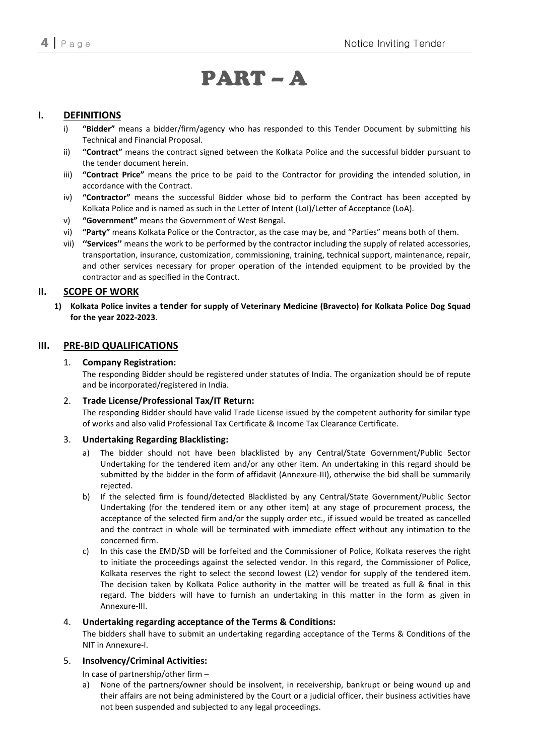# PART – A

## I. DEFINITIONS

i) **"Bidder"** means a bidder/firm/agency who has responded to this Tender Document by submitting his Technical and Financial Proposal.

ii) **"Contract"** means the contract signed between the Kolkata Police and the successful bidder pursuant to the tender document herein.

iii) **"Contract Price"** means the price to be paid to the Contractor for providing the intended solution, in accordance with the Contract.

iv) **"Contractor"** means the successful Bidder whose bid to perform the Contract has been accepted by Kolkata Police and is named as such in the Letter of Intent (LoI)/Letter of Acceptance (LoA).

v) **"Government"** means the Government of West Bengal.

vi) **"Party"** means Kolkata Police or the Contractor, as the case may be, and "Parties" means both of them.

vii) **''Services''** means the work to be performed by the contractor including the supply of related accessories, transportation, insurance, customization, commissioning, training, technical support, maintenance, repair, and other services necessary for proper operation of the intended equipment to be provided by the contractor and as specified in the Contract.

## II. SCOPE OF WORK

1) **Kolkata Police invites a tender for supply of Veterinary Medicine (Bravecto) for Kolkata Police Dog Squad for the year 2022-2023**.

## III. PRE-BID QUALIFICATIONS

1. **Company Registration:**
   The responding Bidder should be registered under statutes of India. The organization should be of repute and be incorporated/registered in India.

2. **Trade License/Professional Tax/IT Return:**
   The responding Bidder should have valid Trade License issued by the competent authority for similar type of works and also valid Professional Tax Certificate & Income Tax Clearance Certificate.

3. **Undertaking Regarding Blacklisting:**
   a) The bidder should not have been blacklisted by any Central/State Government/Public Sector Undertaking for the tendered item and/or any other item. An undertaking in this regard should be submitted by the bidder in the form of affidavit (Annexure-III), otherwise the bid shall be summarily rejected.
   b) If the selected firm is found/detected Blacklisted by any Central/State Government/Public Sector Undertaking (for the tendered item or any other item) at any stage of procurement process, the acceptance of the selected firm and/or the supply order etc., if issued would be treated as cancelled and the contract in whole will be terminated with immediate effect without any intimation to the concerned firm.
   c) In this case the EMD/SD will be forfeited and the Commissioner of Police, Kolkata reserves the right to initiate the proceedings against the selected vendor. In this regard, the Commissioner of Police, Kolkata reserves the right to select the second lowest (L2) vendor for supply of the tendered item. The decision taken by Kolkata Police authority in the matter will be treated as full & final in this regard. The bidders will have to furnish an undertaking in this matter in the form as given in Annexure-III.

4. **Undertaking regarding acceptance of the Terms & Conditions:**
   The bidders shall have to submit an undertaking regarding acceptance of the Terms & Conditions of the NIT in Annexure-I.

5. **Insolvency/Criminal Activities:**
   In case of partnership/other firm –
   a) None of the partners/owner should be insolvent, in receivership, bankrupt or being wound up and their affairs are not being administered by the Court or a judicial officer, their business activities have not been suspended and subjected to any legal proceedings.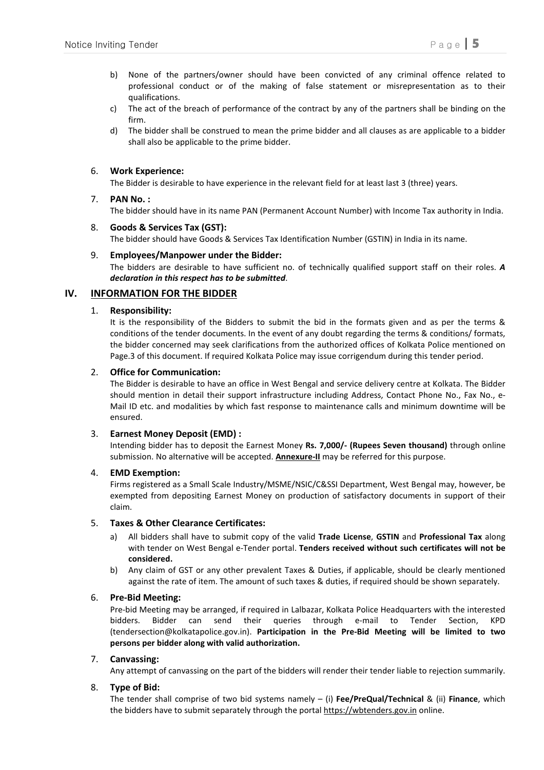b) None of the partners/owner should have been convicted of any criminal offence related to professional conduct or of the making of false statement or misrepresentation as to their qualifications.

c) The act of the breach of performance of the contract by any of the partners shall be binding on the firm.

d) The bidder shall be construed to mean the prime bidder and all clauses as are applicable to a bidder shall also be applicable to the prime bidder.

6. **Work Experience:**
   The Bidder is desirable to have experience in the relevant field for at least last 3 (three) years.

7. **PAN No. :**
   The bidder should have in its name PAN (Permanent Account Number) with Income Tax authority in India.

8. **Goods & Services Tax (GST):**
   The bidder should have Goods & Services Tax Identification Number (GSTIN) in India in its name.

9. **Employees/Manpower under the Bidder:**
   The bidders are desirable to have sufficient no. of technically qualified support staff on their roles. ***A declaration in this respect has to be submitted***.

## IV. INFORMATION FOR THE BIDDER

1. **Responsibility:**
   It is the responsibility of the Bidders to submit the bid in the formats given and as per the terms & conditions of the tender documents. In the event of any doubt regarding the terms & conditions/ formats, the bidder concerned may seek clarifications from the authorized offices of Kolkata Police mentioned on Page.3 of this document. If required Kolkata Police may issue corrigendum during this tender period.

2. **Office for Communication:**
   The Bidder is desirable to have an office in West Bengal and service delivery centre at Kolkata. The Bidder should mention in detail their support infrastructure including Address, Contact Phone No., Fax No., e-Mail ID etc. and modalities by which fast response to maintenance calls and minimum downtime will be ensured.

3. **Earnest Money Deposit (EMD) :**
   Intending bidder has to deposit the Earnest Money **Rs. 7,000/- (Rupees Seven thousand)** through online submission. No alternative will be accepted. **Annexure-II** may be referred for this purpose.

4. **EMD Exemption:**
   Firms registered as a Small Scale Industry/MSME/NSIC/C&SSI Department, West Bengal may, however, be exempted from depositing Earnest Money on production of satisfactory documents in support of their claim.

5. **Taxes & Other Clearance Certificates:**
   a) All bidders shall have to submit copy of the valid **Trade License**, **GSTIN** and **Professional Tax** along with tender on West Bengal e-Tender portal. **Tenders received without such certificates will not be considered.**
   b) Any claim of GST or any other prevalent Taxes & Duties, if applicable, should be clearly mentioned against the rate of item. The amount of such taxes & duties, if required should be shown separately.

6. **Pre-Bid Meeting:**
   Pre-bid Meeting may be arranged, if required in Lalbazar, Kolkata Police Headquarters with the interested bidders. Bidder can send their queries through e-mail to Tender Section, KPD (tendersection@kolkatapolice.gov.in). **Participation in the Pre-Bid Meeting will be limited to two persons per bidder along with valid authorization.**

7. **Canvassing:**
   Any attempt of canvassing on the part of the bidders will render their tender liable to rejection summarily.

8. **Type of Bid:**
   The tender shall comprise of two bid systems namely – (i) **Fee/PreQual/Technical** & (ii) **Finance**, which the bidders have to submit separately through the portal https://wbtenders.gov.in online.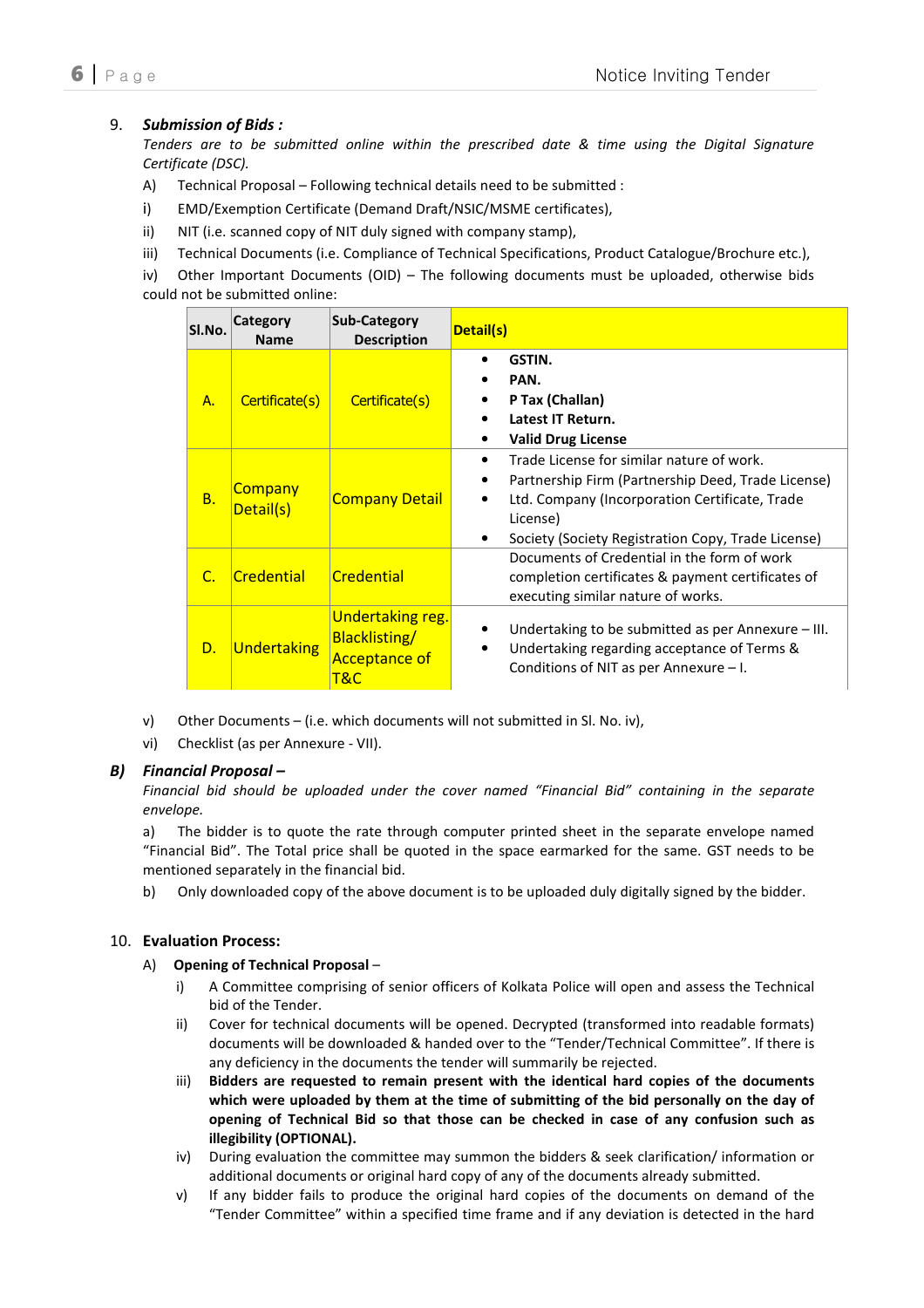9. ***Submission of Bids :***

*Tenders are to be submitted online within the prescribed date & time using the Digital Signature Certificate (DSC).*

A) Technical Proposal – Following technical details need to be submitted :

i) EMD/Exemption Certificate (Demand Draft/NSIC/MSME certificates),

ii) NIT (i.e. scanned copy of NIT duly signed with company stamp),

iii) Technical Documents (i.e. Compliance of Technical Specifications, Product Catalogue/Brochure etc.),

iv) Other Important Documents (OID) – The following documents must be uploaded, otherwise bids could not be submitted online:

| Sl.No. | Category Name | Sub-Category Description | Detail(s) |
|---|---|---|---|
| A. | Certificate(s) | Certificate(s) | • **GSTIN.**<br>• **PAN.**<br>• **P Tax (Challan)**<br>• **Latest IT Return.**<br>• **Valid Drug License** |
| B. | Company Detail(s) | Company Detail | • Trade License for similar nature of work.<br>• Partnership Firm (Partnership Deed, Trade License)<br>• Ltd. Company (Incorporation Certificate, Trade License)<br>• Society (Society Registration Copy, Trade License) |
| C. | Credential | Credential | Documents of Credential in the form of work completion certificates & payment certificates of executing similar nature of works. |
| D. | Undertaking | Undertaking reg. Blacklisting/ Acceptance of T&C | • Undertaking to be submitted as per Annexure – III.<br>• Undertaking regarding acceptance of Terms & Conditions of NIT as per Annexure – I. |

v) Other Documents – (i.e. which documents will not submitted in Sl. No. iv),

vi) Checklist (as per Annexure - VII).

***B) Financial Proposal –***

*Financial bid should be uploaded under the cover named "Financial Bid" containing in the separate envelope.*

a) The bidder is to quote the rate through computer printed sheet in the separate envelope named "Financial Bid". The Total price shall be quoted in the space earmarked for the same. GST needs to be mentioned separately in the financial bid.

b) Only downloaded copy of the above document is to be uploaded duly digitally signed by the bidder.

10. **Evaluation Process:**

A) **Opening of Technical Proposal** –

i) A Committee comprising of senior officers of Kolkata Police will open and assess the Technical bid of the Tender.

ii) Cover for technical documents will be opened. Decrypted (transformed into readable formats) documents will be downloaded & handed over to the "Tender/Technical Committee". If there is any deficiency in the documents the tender will summarily be rejected.

iii) **Bidders are requested to remain present with the identical hard copies of the documents which were uploaded by them at the time of submitting of the bid personally on the day of opening of Technical Bid so that those can be checked in case of any confusion such as illegibility (OPTIONAL).**

iv) During evaluation the committee may summon the bidders & seek clarification/ information or additional documents or original hard copy of any of the documents already submitted.

v) If any bidder fails to produce the original hard copies of the documents on demand of the "Tender Committee" within a specified time frame and if any deviation is detected in the hard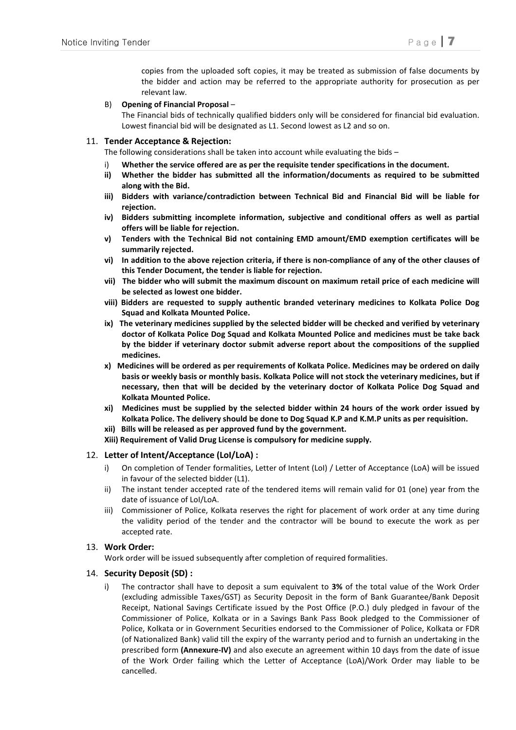copies from the uploaded soft copies, it may be treated as submission of false documents by the bidder and action may be referred to the appropriate authority for prosecution as per relevant law.

B) **Opening of Financial Proposal** –

The Financial bids of technically qualified bidders only will be considered for financial bid evaluation. Lowest financial bid will be designated as L1. Second lowest as L2 and so on.

## 11. Tender Acceptance & Rejection:

The following considerations shall be taken into account while evaluating the bids –

i) **Whether the service offered are as per the requisite tender specifications in the document.**

ii) **Whether the bidder has submitted all the information/documents as required to be submitted along with the Bid.**

iii) **Bidders with variance/contradiction between Technical Bid and Financial Bid will be liable for rejection.**

iv) **Bidders submitting incomplete information, subjective and conditional offers as well as partial offers will be liable for rejection.**

v) **Tenders with the Technical Bid not containing EMD amount/EMD exemption certificates will be summarily rejected.**

vi) **In addition to the above rejection criteria, if there is non-compliance of any of the other clauses of this Tender Document, the tender is liable for rejection.**

vii) **The bidder who will submit the maximum discount on maximum retail price of each medicine will be selected as lowest one bidder.**

viii) **Bidders are requested to supply authentic branded veterinary medicines to Kolkata Police Dog Squad and Kolkata Mounted Police.**

ix) **The veterinary medicines supplied by the selected bidder will be checked and verified by veterinary doctor of Kolkata Police Dog Squad and Kolkata Mounted Police and medicines must be take back by the bidder if veterinary doctor submit adverse report about the compositions of the supplied medicines.**

x) **Medicines will be ordered as per requirements of Kolkata Police. Medicines may be ordered on daily basis or weekly basis or monthly basis. Kolkata Police will not stock the veterinary medicines, but if necessary, then that will be decided by the veterinary doctor of Kolkata Police Dog Squad and Kolkata Mounted Police.**

xi) **Medicines must be supplied by the selected bidder within 24 hours of the work order issued by Kolkata Police. The delivery should be done to Dog Squad K.P and K.M.P units as per requisition.**

xii) **Bills will be released as per approved fund by the government.**

**Xiii) Requirement of Valid Drug License is compulsory for medicine supply.**

## 12. Letter of Intent/Acceptance (LoI/LoA) :

i) On completion of Tender formalities, Letter of Intent (LoI) / Letter of Acceptance (LoA) will be issued in favour of the selected bidder (L1).

ii) The instant tender accepted rate of the tendered items will remain valid for 01 (one) year from the date of issuance of LoI/LoA.

iii) Commissioner of Police, Kolkata reserves the right for placement of work order at any time during the validity period of the tender and the contractor will be bound to execute the work as per accepted rate.

## 13. Work Order:

Work order will be issued subsequently after completion of required formalities.

## 14. Security Deposit (SD) :

i) The contractor shall have to deposit a sum equivalent to **3%** of the total value of the Work Order (excluding admissible Taxes/GST) as Security Deposit in the form of Bank Guarantee/Bank Deposit Receipt, National Savings Certificate issued by the Post Office (P.O.) duly pledged in favour of the Commissioner of Police, Kolkata or in a Savings Bank Pass Book pledged to the Commissioner of Police, Kolkata or in Government Securities endorsed to the Commissioner of Police, Kolkata or FDR (of Nationalized Bank) valid till the expiry of the warranty period and to furnish an undertaking in the prescribed form **(Annexure-IV)** and also execute an agreement within 10 days from the date of issue of the Work Order failing which the Letter of Acceptance (LoA)/Work Order may liable to be cancelled.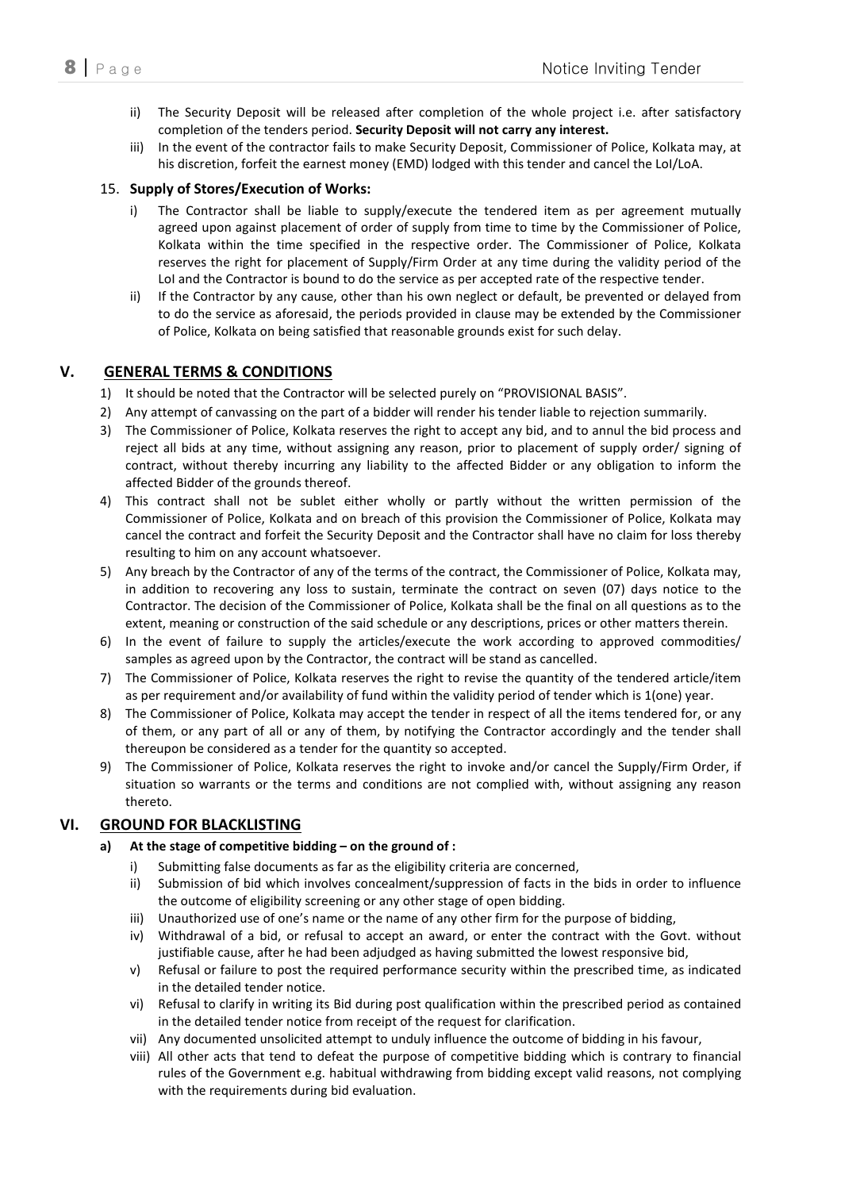ii) The Security Deposit will be released after completion of the whole project i.e. after satisfactory completion of the tenders period. **Security Deposit will not carry any interest.**

iii) In the event of the contractor fails to make Security Deposit, Commissioner of Police, Kolkata may, at his discretion, forfeit the earnest money (EMD) lodged with this tender and cancel the LoI/LoA.

15. **Supply of Stores/Execution of Works:**

i) The Contractor shall be liable to supply/execute the tendered item as per agreement mutually agreed upon against placement of order of supply from time to time by the Commissioner of Police, Kolkata within the time specified in the respective order. The Commissioner of Police, Kolkata reserves the right for placement of Supply/Firm Order at any time during the validity period of the LoI and the Contractor is bound to do the service as per accepted rate of the respective tender.

ii) If the Contractor by any cause, other than his own neglect or default, be prevented or delayed from to do the service as aforesaid, the periods provided in clause may be extended by the Commissioner of Police, Kolkata on being satisfied that reasonable grounds exist for such delay.

## V. GENERAL TERMS & CONDITIONS

1) It should be noted that the Contractor will be selected purely on "PROVISIONAL BASIS".
2) Any attempt of canvassing on the part of a bidder will render his tender liable to rejection summarily.
3) The Commissioner of Police, Kolkata reserves the right to accept any bid, and to annul the bid process and reject all bids at any time, without assigning any reason, prior to placement of supply order/ signing of contract, without thereby incurring any liability to the affected Bidder or any obligation to inform the affected Bidder of the grounds thereof.
4) This contract shall not be sublet either wholly or partly without the written permission of the Commissioner of Police, Kolkata and on breach of this provision the Commissioner of Police, Kolkata may cancel the contract and forfeit the Security Deposit and the Contractor shall have no claim for loss thereby resulting to him on any account whatsoever.
5) Any breach by the Contractor of any of the terms of the contract, the Commissioner of Police, Kolkata may, in addition to recovering any loss to sustain, terminate the contract on seven (07) days notice to the Contractor. The decision of the Commissioner of Police, Kolkata shall be the final on all questions as to the extent, meaning or construction of the said schedule or any descriptions, prices or other matters therein.
6) In the event of failure to supply the articles/execute the work according to approved commodities/ samples as agreed upon by the Contractor, the contract will be stand as cancelled.
7) The Commissioner of Police, Kolkata reserves the right to revise the quantity of the tendered article/item as per requirement and/or availability of fund within the validity period of tender which is 1(one) year.
8) The Commissioner of Police, Kolkata may accept the tender in respect of all the items tendered for, or any of them, or any part of all or any of them, by notifying the Contractor accordingly and the tender shall thereupon be considered as a tender for the quantity so accepted.
9) The Commissioner of Police, Kolkata reserves the right to invoke and/or cancel the Supply/Firm Order, if situation so warrants or the terms and conditions are not complied with, without assigning any reason thereto.

## VI. GROUND FOR BLACKLISTING

**a) At the stage of competitive bidding – on the ground of :**

i) Submitting false documents as far as the eligibility criteria are concerned,

ii) Submission of bid which involves concealment/suppression of facts in the bids in order to influence the outcome of eligibility screening or any other stage of open bidding.

iii) Unauthorized use of one's name or the name of any other firm for the purpose of bidding,

iv) Withdrawal of a bid, or refusal to accept an award, or enter the contract with the Govt. without justifiable cause, after he had been adjudged as having submitted the lowest responsive bid,

v) Refusal or failure to post the required performance security within the prescribed time, as indicated in the detailed tender notice.

vi) Refusal to clarify in writing its Bid during post qualification within the prescribed period as contained in the detailed tender notice from receipt of the request for clarification.

vii) Any documented unsolicited attempt to unduly influence the outcome of bidding in his favour,

viii) All other acts that tend to defeat the purpose of competitive bidding which is contrary to financial rules of the Government e.g. habitual withdrawing from bidding except valid reasons, not complying with the requirements during bid evaluation.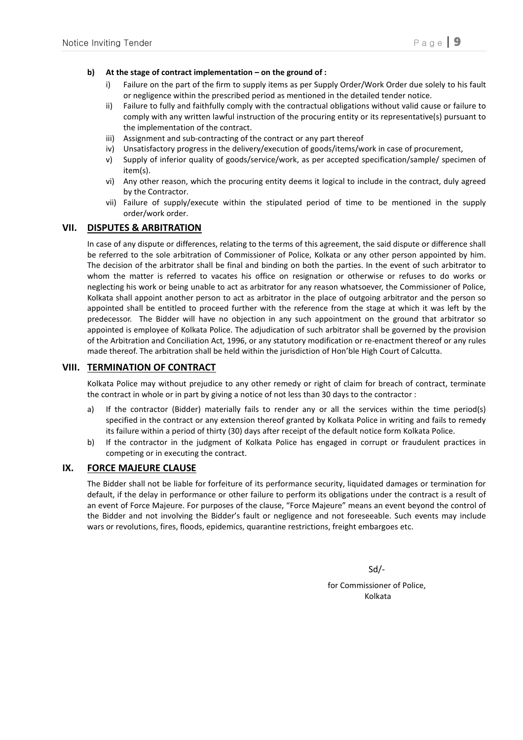**b) At the stage of contract implementation – on the ground of :**

i) Failure on the part of the firm to supply items as per Supply Order/Work Order due solely to his fault or negligence within the prescribed period as mentioned in the detailed tender notice.

ii) Failure to fully and faithfully comply with the contractual obligations without valid cause or failure to comply with any written lawful instruction of the procuring entity or its representative(s) pursuant to the implementation of the contract.

iii) Assignment and sub-contracting of the contract or any part thereof

iv) Unsatisfactory progress in the delivery/execution of goods/items/work in case of procurement,

v) Supply of inferior quality of goods/service/work, as per accepted specification/sample/ specimen of item(s).

vi) Any other reason, which the procuring entity deems it logical to include in the contract, duly agreed by the Contractor.

vii) Failure of supply/execute within the stipulated period of time to be mentioned in the supply order/work order.

## VII. DISPUTES & ARBITRATION

In case of any dispute or differences, relating to the terms of this agreement, the said dispute or difference shall be referred to the sole arbitration of Commissioner of Police, Kolkata or any other person appointed by him. The decision of the arbitrator shall be final and binding on both the parties. In the event of such arbitrator to whom the matter is referred to vacates his office on resignation or otherwise or refuses to do works or neglecting his work or being unable to act as arbitrator for any reason whatsoever, the Commissioner of Police, Kolkata shall appoint another person to act as arbitrator in the place of outgoing arbitrator and the person so appointed shall be entitled to proceed further with the reference from the stage at which it was left by the predecessor. The Bidder will have no objection in any such appointment on the ground that arbitrator so appointed is employee of Kolkata Police. The adjudication of such arbitrator shall be governed by the provision of the Arbitration and Conciliation Act, 1996, or any statutory modification or re-enactment thereof or any rules made thereof. The arbitration shall be held within the jurisdiction of Hon'ble High Court of Calcutta.

## VIII. TERMINATION OF CONTRACT

Kolkata Police may without prejudice to any other remedy or right of claim for breach of contract, terminate the contract in whole or in part by giving a notice of not less than 30 days to the contractor :

a) If the contractor (Bidder) materially fails to render any or all the services within the time period(s) specified in the contract or any extension thereof granted by Kolkata Police in writing and fails to remedy its failure within a period of thirty (30) days after receipt of the default notice form Kolkata Police.

b) If the contractor in the judgment of Kolkata Police has engaged in corrupt or fraudulent practices in competing or in executing the contract.

## IX. FORCE MAJEURE CLAUSE

The Bidder shall not be liable for forfeiture of its performance security, liquidated damages or termination for default, if the delay in performance or other failure to perform its obligations under the contract is a result of an event of Force Majeure. For purposes of the clause, "Force Majeure" means an event beyond the control of the Bidder and not involving the Bidder's fault or negligence and not foreseeable. Such events may include wars or revolutions, fires, floods, epidemics, quarantine restrictions, freight embargoes etc.

Sd/-

for Commissioner of Police,
Kolkata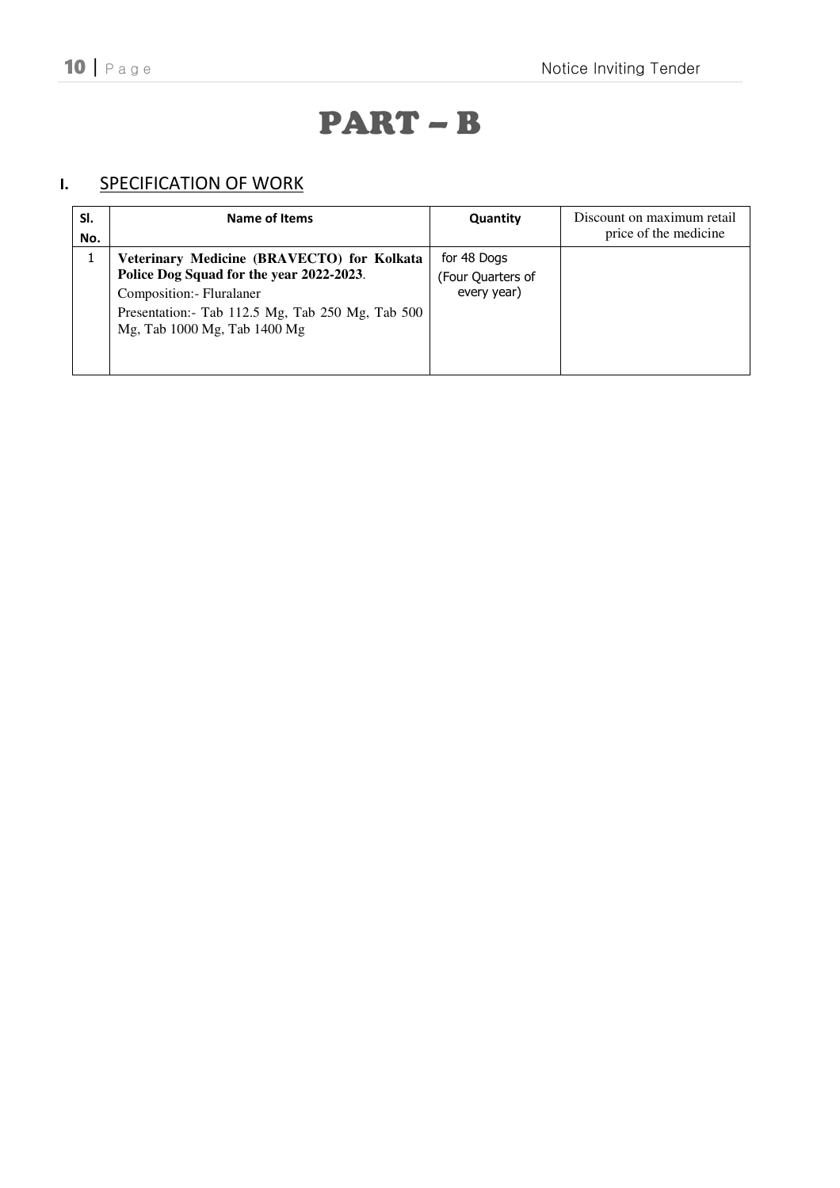# PART – B

## I. SPECIFICATION OF WORK

| Sl. No. | Name of Items | Quantity | Discount on maximum retail price of the medicine |
|---|---|---|---|
| 1 | **Veterinary Medicine (BRAVECTO) for Kolkata Police Dog Squad for the year 2022-2023**. Composition:- Fluralaner Presentation:- Tab 112.5 Mg, Tab 250 Mg, Tab 500 Mg, Tab 1000 Mg, Tab 1400 Mg | for 48 Dogs (Four Quarters of every year) | |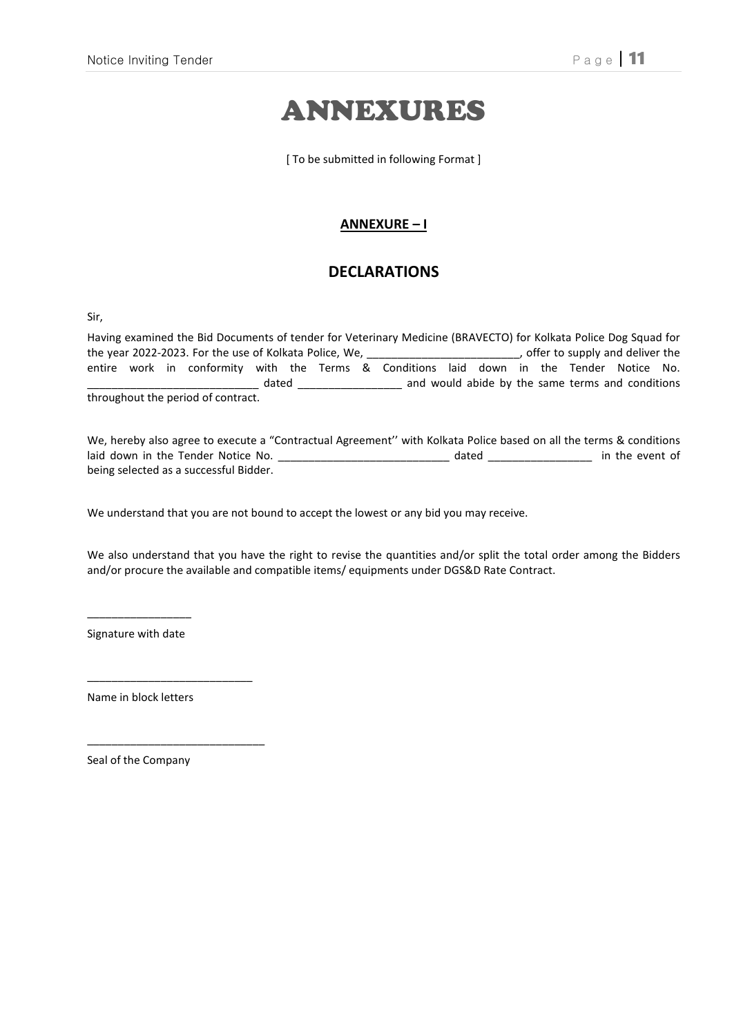# ANNEXURES

[ To be submitted in following Format ]

## ANNEXURE – I

## DECLARATIONS

Sir,

Having examined the Bid Documents of tender for Veterinary Medicine (BRAVECTO) for Kolkata Police Dog Squad for the year 2022-2023. For the use of Kolkata Police, We, _________________________, offer to supply and deliver the entire work in conformity with the Terms & Conditions laid down in the Tender Notice No. ____________________________ dated _________________ and would abide by the same terms and conditions throughout the period of contract.

We, hereby also agree to execute a "Contractual Agreement'' with Kolkata Police based on all the terms & conditions laid down in the Tender Notice No. ____________________________ dated _________________ in the event of being selected as a successful Bidder.

We understand that you are not bound to accept the lowest or any bid you may receive.

We also understand that you have the right to revise the quantities and/or split the total order among the Bidders and/or procure the available and compatible items/ equipments under DGS&D Rate Contract.

_________________

Signature with date

___________________________

Name in block letters

_____________________________

Seal of the Company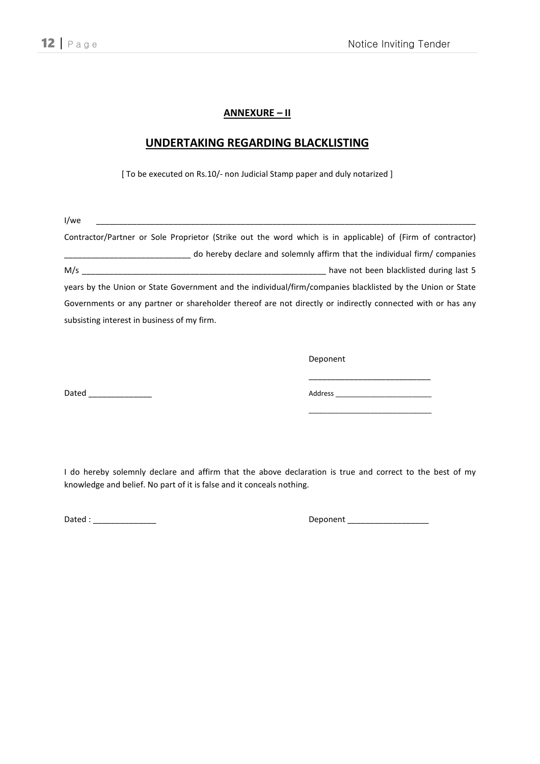**ANNEXURE – II**

## UNDERTAKING REGARDING BLACKLISTING

[ To be executed on Rs.10/- non Judicial Stamp paper and duly notarized ]

I/we ________________________________________________________________________________ Contractor/Partner or Sole Proprietor (Strike out the word which is in applicable) of (Firm of contractor) ___________________________ do hereby declare and solemnly affirm that the individual firm/ companies M/s ______________________________________________________ have not been blacklisted during last 5 years by the Union or State Government and the individual/firm/companies blacklisted by the Union or State Governments or any partner or shareholder thereof are not directly or indirectly connected with or has any subsisting interest in business of my firm.

Deponent

___________________________

Dated ______________

Address _______________________

____________________________

I do hereby solemnly declare and affirm that the above declaration is true and correct to the best of my knowledge and belief. No part of it is false and it conceals nothing.

Dated : ______________

Deponent _________________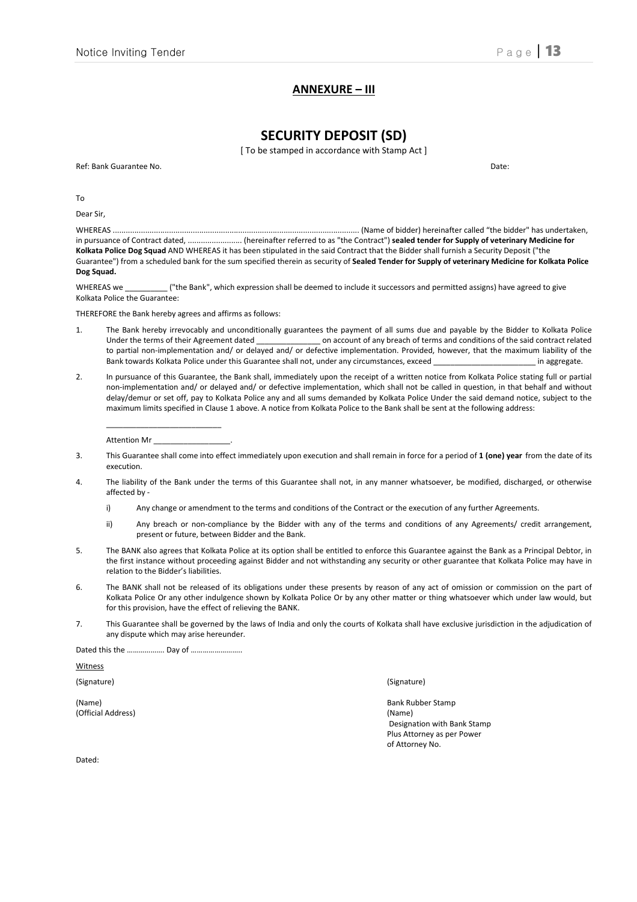## ANNEXURE – III

## SECURITY DEPOSIT (SD)

[ To be stamped in accordance with Stamp Act ]

Ref: Bank Guarantee No. Date:

To

Dear Sir,

WHEREAS ................................................................................................................ (Name of bidder) hereinafter called "the bidder" has undertaken, in pursuance of Contract dated, ......................... (hereinafter referred to as "the Contract") **sealed tender for Supply of veterinary Medicine for Kolkata Police Dog Squad** AND WHEREAS it has been stipulated in the said Contract that the Bidder shall furnish a Security Deposit ("the Guarantee") from a scheduled bank for the sum specified therein as security of **Sealed Tender for Supply of veterinary Medicine for Kolkata Police Dog Squad.**

WHEREAS we __________ ("the Bank", which expression shall be deemed to include it successors and permitted assigns) have agreed to give Kolkata Police the Guarantee:

THEREFORE the Bank hereby agrees and affirms as follows:

1. The Bank hereby irrevocably and unconditionally guarantees the payment of all sums due and payable by the Bidder to Kolkata Police Under the terms of their Agreement dated _______________ on account of any breach of terms and conditions of the said contract related to partial non-implementation and/ or delayed and/ or defective implementation. Provided, however, that the maximum liability of the Bank towards Kolkata Police under this Guarantee shall not, under any circumstances, exceed ________________________ in aggregate.

2. In pursuance of this Guarantee, the Bank shall, immediately upon the receipt of a written notice from Kolkata Police stating full or partial non-implementation and/ or delayed and/ or defective implementation, which shall not be called in question, in that behalf and without delay/demur or set off, pay to Kolkata Police any and all sums demanded by Kolkata Police Under the said demand notice, subject to the maximum limits specified in Clause 1 above. A notice from Kolkata Police to the Bank shall be sent at the following address:

   ___________________________

   Attention Mr __________________.

3. This Guarantee shall come into effect immediately upon execution and shall remain in force for a period of **1 (one) year** from the date of its execution.

4. The liability of the Bank under the terms of this Guarantee shall not, in any manner whatsoever, be modified, discharged, or otherwise affected by -

   i) Any change or amendment to the terms and conditions of the Contract or the execution of any further Agreements.

   ii) Any breach or non-compliance by the Bidder with any of the terms and conditions of any Agreements/ credit arrangement, present or future, between Bidder and the Bank.

5. The BANK also agrees that Kolkata Police at its option shall be entitled to enforce this Guarantee against the Bank as a Principal Debtor, in the first instance without proceeding against Bidder and not withstanding any security or other guarantee that Kolkata Police may have in relation to the Bidder's liabilities.

6. The BANK shall not be released of its obligations under these presents by reason of any act of omission or commission on the part of Kolkata Police Or any other indulgence shown by Kolkata Police Or by any other matter or thing whatsoever which under law would, but for this provision, have the effect of relieving the BANK.

7. This Guarantee shall be governed by the laws of India and only the courts of Kolkata shall have exclusive jurisdiction in the adjudication of any dispute which may arise hereunder.

Dated this the ………………. Day of …………………….

<u>Witness</u>

(Signature)

(Name)
(Official Address)

(Signature)

Bank Rubber Stamp
(Name)
Designation with Bank Stamp
Plus Attorney as per Power
of Attorney No.

Dated: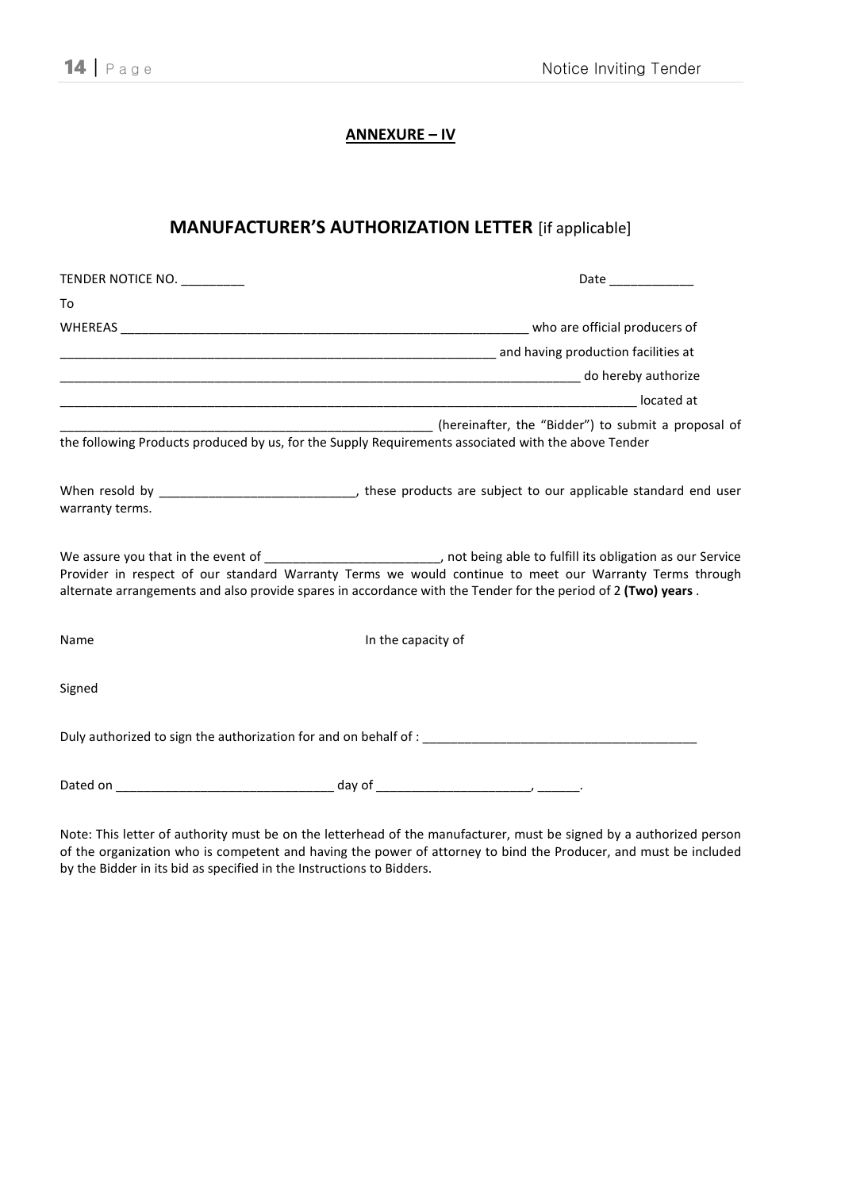## ANNEXURE – IV

## MANUFACTURER'S AUTHORIZATION LETTER [if applicable]

TENDER NOTICE NO. _________ Date ____________

To

WHEREAS ___________________________________________________________ who are official producers of ______________________________________________________________ and having production facilities at ________________________________________________________________________ do hereby authorize _________________________________________________________________________________ located at ______________________________________________________ (hereinafter, the "Bidder") to submit a proposal of the following Products produced by us, for the Supply Requirements associated with the above Tender

When resold by ____________________________, these products are subject to our applicable standard end user warranty terms.

We assure you that in the event of _________________________, not being able to fulfill its obligation as our Service Provider in respect of our standard Warranty Terms we would continue to meet our Warranty Terms through alternate arrangements and also provide spares in accordance with the Tender for the period of 2 **(Two) years** .

Name In the capacity of

Signed

Duly authorized to sign the authorization for and on behalf of : _______________________________________

Dated on ______________________________ day of _____________________, ______.

Note: This letter of authority must be on the letterhead of the manufacturer, must be signed by a authorized person of the organization who is competent and having the power of attorney to bind the Producer, and must be included by the Bidder in its bid as specified in the Instructions to Bidders.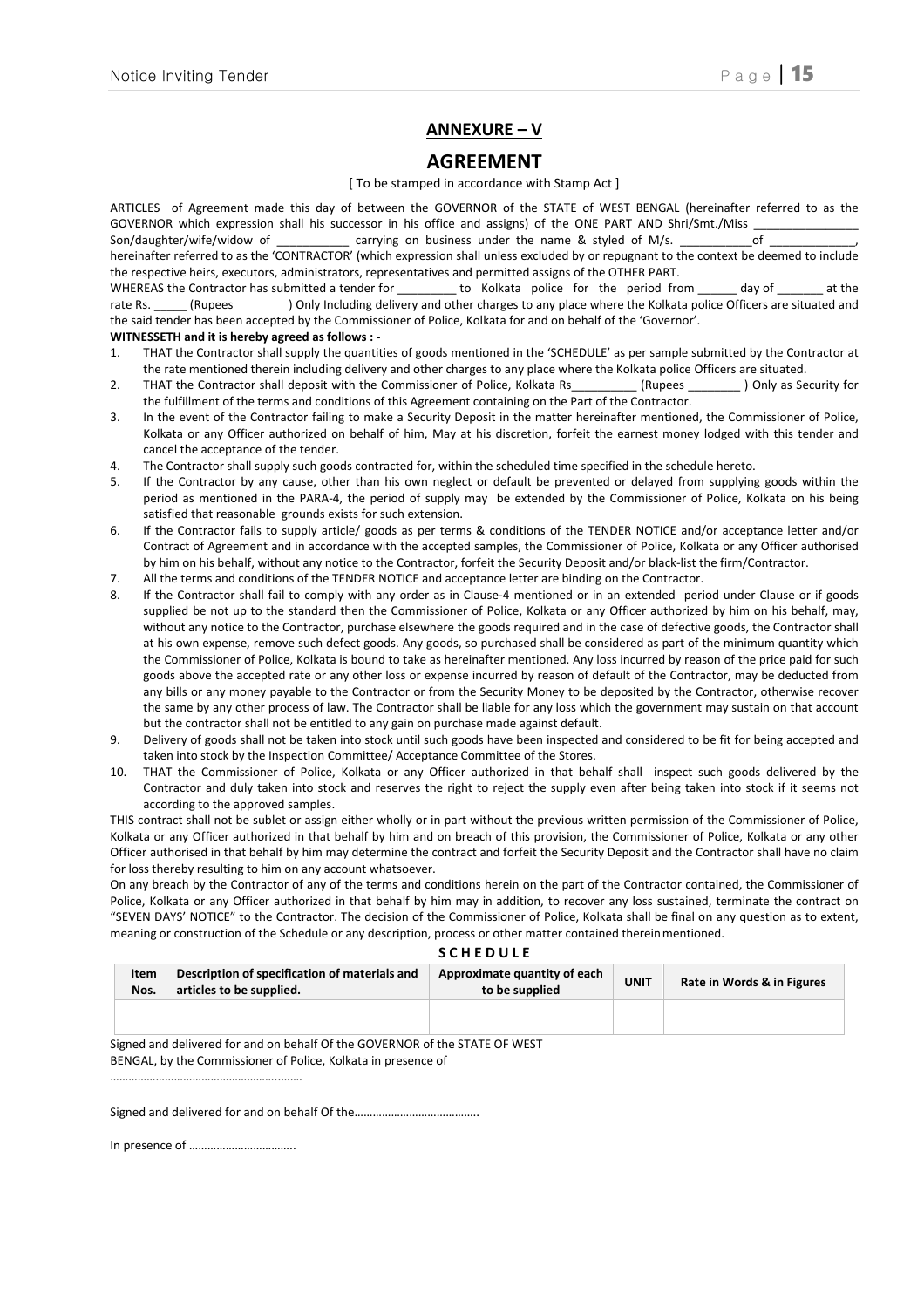## ANNEXURE – V

## AGREEMENT

[ To be stamped in accordance with Stamp Act ]

ARTICLES of Agreement made this day of between the GOVERNOR of the STATE of WEST BENGAL (hereinafter referred to as the GOVERNOR which expression shall his successor in his office and assigns) of the ONE PART AND Shri/Smt./Miss _______________ Son/daughter/wife/widow of ___________ carrying on business under the name & styled of M/s. ___________of _____________, hereinafter referred to as the 'CONTRACTOR' (which expression shall unless excluded by or repugnant to the context be deemed to include the respective heirs, executors, administrators, representatives and permitted assigns of the OTHER PART.

WHEREAS the Contractor has submitted a tender for _________ to Kolkata police for the period from ______ day of _______ at the rate Rs. _____ (Rupees ) Only Including delivery and other charges to any place where the Kolkata police Officers are situated and the said tender has been accepted by the Commissioner of Police, Kolkata for and on behalf of the 'Governor'.

**WITNESSETH and it is hereby agreed as follows : -**

1. THAT the Contractor shall supply the quantities of goods mentioned in the 'SCHEDULE' as per sample submitted by the Contractor at the rate mentioned therein including delivery and other charges to any place where the Kolkata police Officers are situated.
2. THAT the Contractor shall deposit with the Commissioner of Police, Kolkata Rs__________ (Rupees ________ ) Only as Security for the fulfillment of the terms and conditions of this Agreement containing on the Part of the Contractor.
3. In the event of the Contractor failing to make a Security Deposit in the matter hereinafter mentioned, the Commissioner of Police, Kolkata or any Officer authorized on behalf of him, May at his discretion, forfeit the earnest money lodged with this tender and cancel the acceptance of the tender.
4. The Contractor shall supply such goods contracted for, within the scheduled time specified in the schedule hereto.
5. If the Contractor by any cause, other than his own neglect or default be prevented or delayed from supplying goods within the period as mentioned in the PARA-4, the period of supply may be extended by the Commissioner of Police, Kolkata on his being satisfied that reasonable grounds exists for such extension.
6. If the Contractor fails to supply article/ goods as per terms & conditions of the TENDER NOTICE and/or acceptance letter and/or Contract of Agreement and in accordance with the accepted samples, the Commissioner of Police, Kolkata or any Officer authorised by him on his behalf, without any notice to the Contractor, forfeit the Security Deposit and/or black-list the firm/Contractor.
7. All the terms and conditions of the TENDER NOTICE and acceptance letter are binding on the Contractor.
8. If the Contractor shall fail to comply with any order as in Clause-4 mentioned or in an extended period under Clause or if goods supplied be not up to the standard then the Commissioner of Police, Kolkata or any Officer authorized by him on his behalf, may, without any notice to the Contractor, purchase elsewhere the goods required and in the case of defective goods, the Contractor shall at his own expense, remove such defect goods. Any goods, so purchased shall be considered as part of the minimum quantity which the Commissioner of Police, Kolkata is bound to take as hereinafter mentioned. Any loss incurred by reason of the price paid for such goods above the accepted rate or any other loss or expense incurred by reason of default of the Contractor, may be deducted from any bills or any money payable to the Contractor or from the Security Money to be deposited by the Contractor, otherwise recover the same by any other process of law. The Contractor shall be liable for any loss which the government may sustain on that account but the contractor shall not be entitled to any gain on purchase made against default.
9. Delivery of goods shall not be taken into stock until such goods have been inspected and considered to be fit for being accepted and taken into stock by the Inspection Committee/ Acceptance Committee of the Stores.
10. THAT the Commissioner of Police, Kolkata or any Officer authorized in that behalf shall inspect such goods delivered by the Contractor and duly taken into stock and reserves the right to reject the supply even after being taken into stock if it seems not according to the approved samples.

THIS contract shall not be sublet or assign either wholly or in part without the previous written permission of the Commissioner of Police, Kolkata or any Officer authorized in that behalf by him and on breach of this provision, the Commissioner of Police, Kolkata or any other Officer authorised in that behalf by him may determine the contract and forfeit the Security Deposit and the Contractor shall have no claim for loss thereby resulting to him on any account whatsoever.

On any breach by the Contractor of any of the terms and conditions herein on the part of the Contractor contained, the Commissioner of Police, Kolkata or any Officer authorized in that behalf by him may in addition, to recover any loss sustained, terminate the contract on "SEVEN DAYS' NOTICE" to the Contractor. The decision of the Commissioner of Police, Kolkata shall be final on any question as to extent, meaning or construction of the Schedule or any description, process or other matter contained therein mentioned.

**SCHEDULE**

| Item Nos. | Description of specification of materials and articles to be supplied. | Approximate quantity of each to be supplied | UNIT | Rate in Words & in Figures |
|---|---|---|---|---|
| | | | | |

Signed and delivered for and on behalf Of the GOVERNOR of the STATE OF WEST BENGAL, by the Commissioner of Police, Kolkata in presence of

……………………………………………………

Signed and delivered for and on behalf Of the…………………………………

In presence of ……………………………..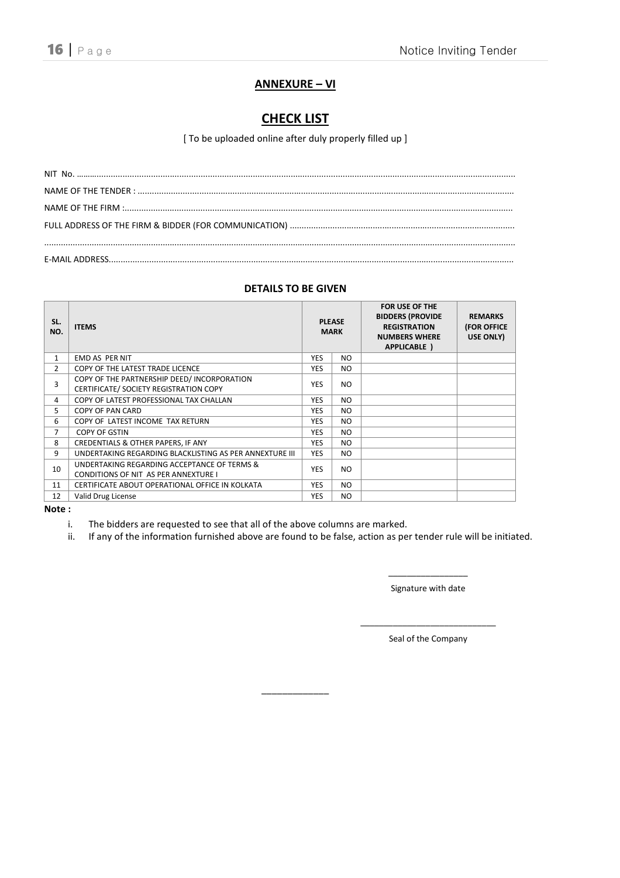## ANNEXURE – VI

## CHECK LIST

[ To be uploaded online after duly properly filled up ]

NIT No. ………………………………………………………………………………………………………………………………………………………

NAME OF THE TENDER : ……………………………………………………………………………………………………………………………

NAME OF THE FIRM :…………………………………………………………………………………………………………………………………

FULL ADDRESS OF THE FIRM & BIDDER (FOR COMMUNICATION) ……………………………………………………………………

………………………………………………………………………………………………………………………………………………………………

E-MAIL ADDRESS………………………………………………………………………………………………………………………………………

**DETAILS TO BE GIVEN**

| SL. NO. | ITEMS | PLEASE MARK | | FOR USE OF THE BIDDERS (PROVIDE REGISTRATION NUMBERS WHERE APPLICABLE ) | REMARKS (FOR OFFICE USE ONLY) |
|---|---|---|---|---|---|
| 1 | EMD AS PER NIT | YES | NO | | |
| 2 | COPY OF THE LATEST TRADE LICENCE | YES | NO | | |
| 3 | COPY OF THE PARTNERSHIP DEED/ INCORPORATION CERTIFICATE/ SOCIETY REGISTRATION COPY | YES | NO | | |
| 4 | COPY OF LATEST PROFESSIONAL TAX CHALLAN | YES | NO | | |
| 5 | COPY OF PAN CARD | YES | NO | | |
| 6 | COPY OF LATEST INCOME TAX RETURN | YES | NO | | |
| 7 | COPY OF GSTIN | YES | NO | | |
| 8 | CREDENTIALS & OTHER PAPERS, IF ANY | YES | NO | | |
| 9 | UNDERTAKING REGARDING BLACKLISTING AS PER ANNEXTURE III | YES | NO | | |
| 10 | UNDERTAKING REGARDING ACCEPTANCE OF TERMS & CONDITIONS OF NIT AS PER ANNEXTURE I | YES | NO | | |
| 11 | CERTIFICATE ABOUT OPERATIONAL OFFICE IN KOLKATA | YES | NO | | |
| 12 | Valid Drug License | YES | NO | | |

**Note :**

i. The bidders are requested to see that all of the above columns are marked.

ii. If any of the information furnished above are found to be false, action as per tender rule will be initiated.

________________

Signature with date

____________________________

Seal of the Company

_____________